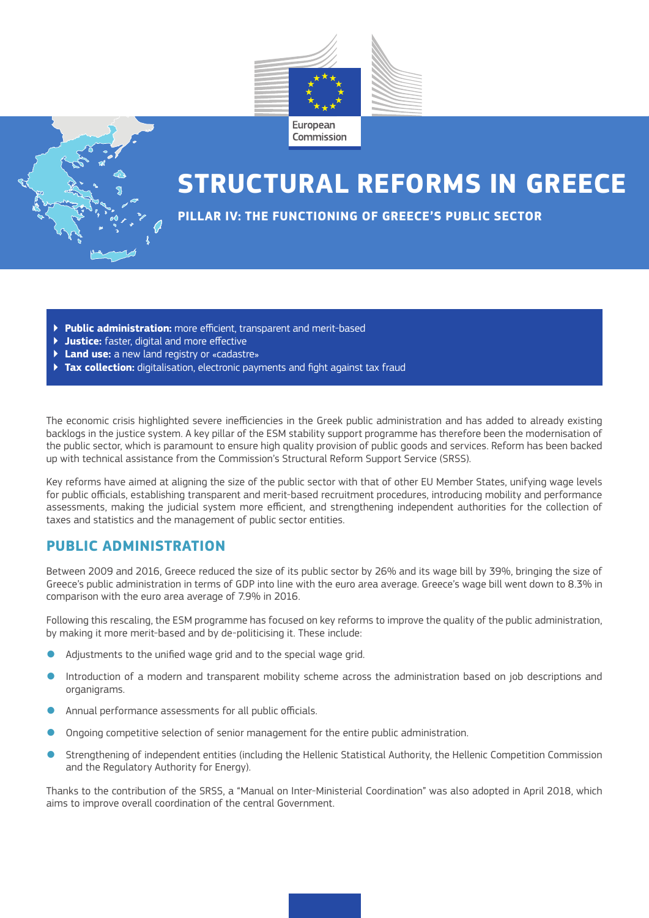European Commission

# STRUCTURAL REFORMS IN GREECE

## PILLAR IV: THE FUNCTIONING OF GREECE'S PUBLIC SECTOR

- **Public administration:** more efficient, transparent and merit-based
- **Justice:** faster, digital and more effective
- **Land use:** a new land registry or «cadastre»
- **Tax collection:** digitalisation, electronic payments and fight against tax fraud

The economic crisis highlighted severe inefficiencies in the Greek public administration and has added to already existing backlogs in the justice system. A key pillar of the ESM stability support programme has therefore been the modernisation of the public sector, which is paramount to ensure high quality provision of public goods and services. Reform has been backed up with technical assistance from the Commission's Structural Reform Support Service (SRSS).

Key reforms have aimed at aligning the size of the public sector with that of other EU Member States, unifying wage levels for public officials, establishing transparent and merit-based recruitment procedures, introducing mobility and performance assessments, making the judicial system more efficient, and strengthening independent authorities for the collection of taxes and statistics and the management of public sector entities.

## PUBLIC ADMINISTRATION

Between 2009 and 2016, Greece reduced the size of its public sector by 26% and its wage bill by 39%, bringing the size of Greece's public administration in terms of GDP into line with the euro area average. Greece's wage bill went down to 8.3% in comparison with the euro area average of 7.9% in 2016.

Following this rescaling, the ESM programme has focused on key reforms to improve the quality of the public administration, by making it more merit-based and by de-politicising it. These include:

- Adjustments to the unified wage grid and to the special wage grid.
- Introduction of a modern and transparent mobility scheme across the administration based on job descriptions and organigrams.
- Annual performance assessments for all public officials.
- Ongoing competitive selection of senior management for the entire public administration.
- Strengthening of independent entities (including the Hellenic Statistical Authority, the Hellenic Competition Commission and the Regulatory Authority for Energy).

Thanks to the contribution of the SRSS, a "Manual on Inter-Ministerial Coordination" was also adopted in April 2018, which aims to improve overall coordination of the central Government.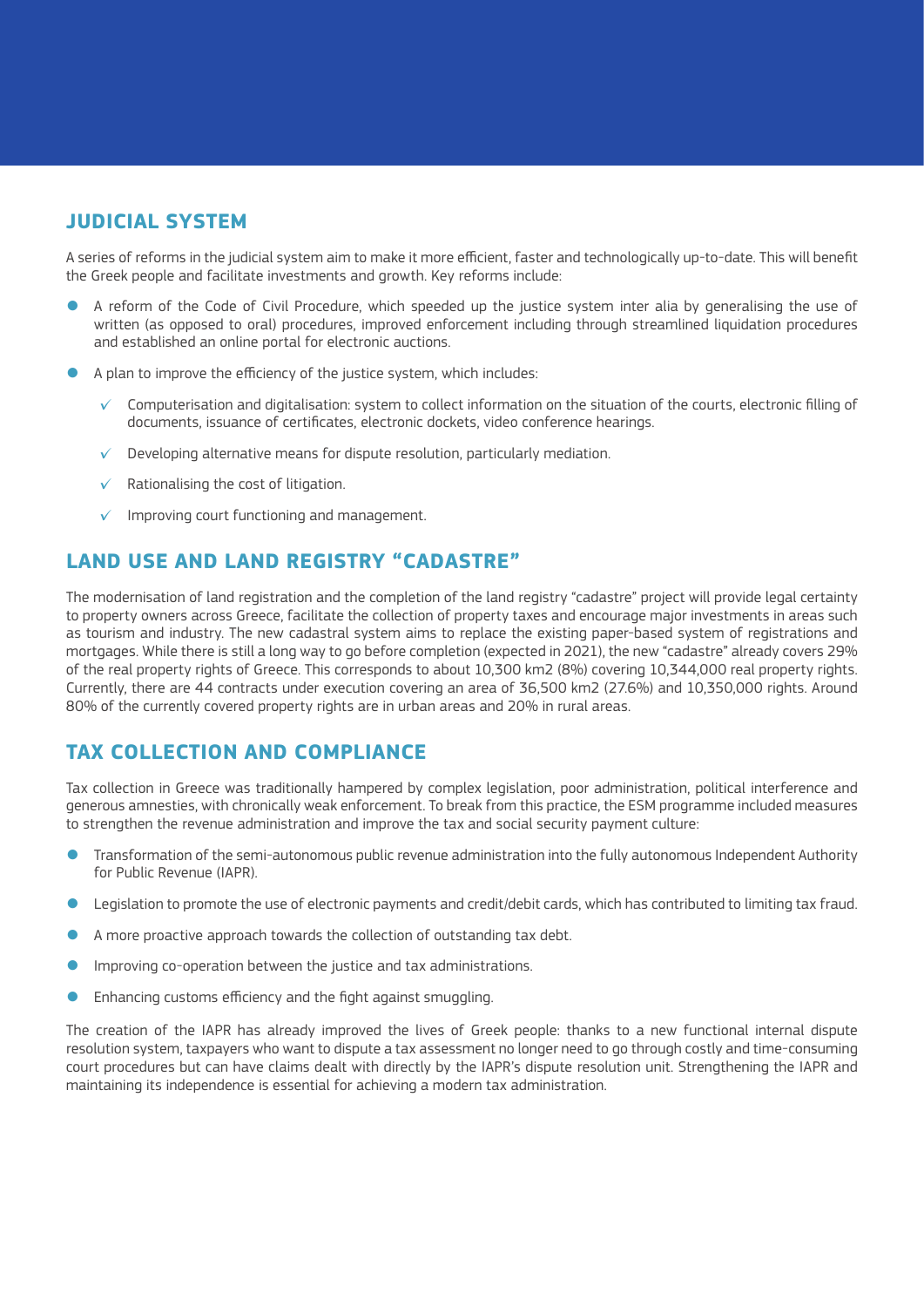## JUDICIAL SYSTEM

A series of reforms in the judicial system aim to make it more efficient, faster and technologically up-to-date. This will benefit the Greek people and facilitate investments and growth. Key reforms include:

- A reform of the Code of Civil Procedure, which speeded up the justice system inter alia by generalising the use of written (as opposed to oral) procedures, improved enforcement including through streamlined liquidation procedures and established an online portal for electronic auctions.
- A plan to improve the efficiency of the justice system, which includes:
  - ✓ Computerisation and digitalisation: system to collect information on the situation of the courts, electronic filling of documents, issuance of certificates, electronic dockets, video conference hearings.
  - ✓ Developing alternative means for dispute resolution, particularly mediation.
  - ✓ Rationalising the cost of litigation.
  - ✓ Improving court functioning and management.

## LAND USE AND LAND REGISTRY "CADASTRE"

The modernisation of land registration and the completion of the land registry "cadastre" project will provide legal certainty to property owners across Greece, facilitate the collection of property taxes and encourage major investments in areas such as tourism and industry. The new cadastral system aims to replace the existing paper-based system of registrations and mortgages. While there is still a long way to go before completion (expected in 2021), the new "cadastre" already covers 29% of the real property rights of Greece. This corresponds to about 10,300 km2 (8%) covering 10,344,000 real property rights. Currently, there are 44 contracts under execution covering an area of 36,500 km2 (27.6%) and 10,350,000 rights. Around 80% of the currently covered property rights are in urban areas and 20% in rural areas.

## TAX COLLECTION AND COMPLIANCE

Tax collection in Greece was traditionally hampered by complex legislation, poor administration, political interference and generous amnesties, with chronically weak enforcement. To break from this practice, the ESM programme included measures to strengthen the revenue administration and improve the tax and social security payment culture:

- Transformation of the semi-autonomous public revenue administration into the fully autonomous Independent Authority for Public Revenue (IAPR).
- Legislation to promote the use of electronic payments and credit/debit cards, which has contributed to limiting tax fraud.
- A more proactive approach towards the collection of outstanding tax debt.
- Improving co-operation between the justice and tax administrations.
- Enhancing customs efficiency and the fight against smuggling.

The creation of the IAPR has already improved the lives of Greek people: thanks to a new functional internal dispute resolution system, taxpayers who want to dispute a tax assessment no longer need to go through costly and time-consuming court procedures but can have claims dealt with directly by the IAPR's dispute resolution unit. Strengthening the IAPR and maintaining its independence is essential for achieving a modern tax administration.